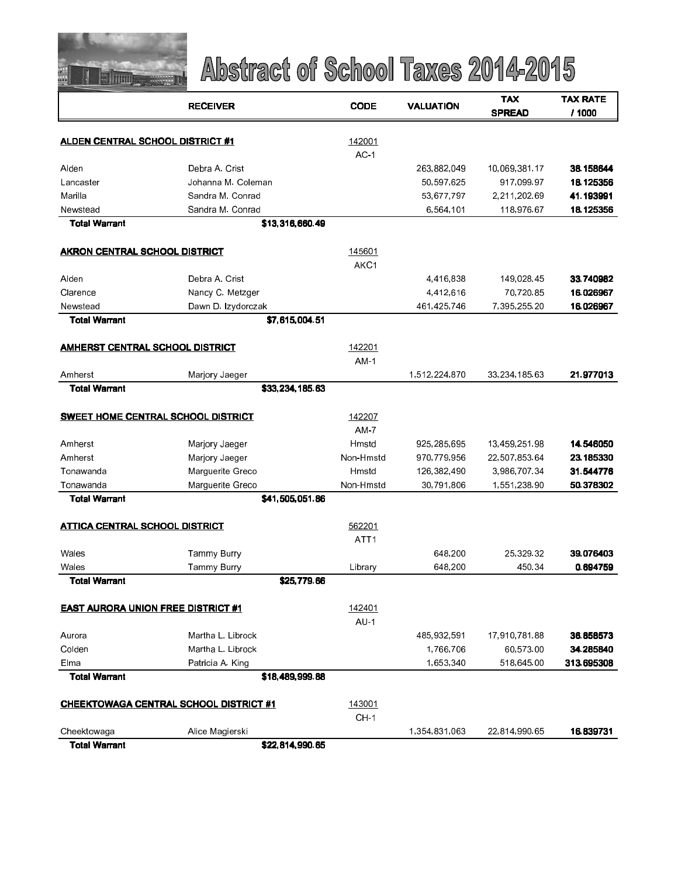# Abstract of School Taxes 2014-2015

| | RECEIVER | CODE | VALUATION | TAX SPREAD | TAX RATE / 1000 |
|---|---|---|---|---|---|
| **ALDEN CENTRAL SCHOOL DISTRICT #1** | | 142001 | | | |
| | | AC-1 | | | |
| Alden | Debra A. Crist | | 263,882,049 | 10,069,381.17 | **38.158644** |
| Lancaster | Johanna M. Coleman | | 50,597,625 | 917,099.97 | **18.125356** |
| Marilla | Sandra M. Conrad | | 53,677,797 | 2,211,202.69 | **41.193991** |
| Newstead | Sandra M. Conrad | | 6,564,101 | 118,976.67 | **18.125356** |
| **Total Warrant** | **$13,316,660.49** | | | | |
| **AKRON CENTRAL SCHOOL DISTRICT** | | 145601 | | | |
| | | AKC1 | | | |
| Alden | Debra A. Crist | | 4,416,838 | 149,028.45 | **33.740982** |
| Clarence | Nancy C. Metzger | | 4,412,616 | 70,720.85 | **16.026967** |
| Newstead | Dawn D. Izydorczak | | 461,425,746 | 7,395,255.20 | **16.026967** |
| **Total Warrant** | **$7,615,004.51** | | | | |
| **AMHERST CENTRAL SCHOOL DISTRICT** | | 142201 | | | |
| | | AM-1 | | | |
| Amherst | Marjory Jaeger | | 1,512,224,870 | 33,234,185.63 | **21.977013** |
| **Total Warrant** | **$33,234,185.63** | | | | |
| **SWEET HOME CENTRAL SCHOOL DISTRICT** | | 142207 | | | |
| | | AM-7 | | | |
| Amherst | Marjory Jaeger | Hmstd | 925,285,695 | 13,459,251.98 | **14.546050** |
| Amherst | Marjory Jaeger | Non-Hmstd | 970,779,956 | 22,507,853.64 | **23.185330** |
| Tonawanda | Marguerite Greco | Hmstd | 126,382,490 | 3,986,707.34 | **31.544776** |
| Tonawanda | Marguerite Greco | Non-Hmstd | 30,791,806 | 1,551,238.90 | **50.378302** |
| **Total Warrant** | **$41,505,051.86** | | | | |
| **ATTICA CENTRAL SCHOOL DISTRICT** | | 562201 | | | |
| | | ATT1 | | | |
| Wales | Tammy Burry | | 648,200 | 25,329.32 | **39.076403** |
| Wales | Tammy Burry | Library | 648,200 | 450.34 | **0.694759** |
| **Total Warrant** | **$25,779.66** | | | | |
| **EAST AURORA UNION FREE DISTRICT #1** | | 142401 | | | |
| | | AU-1 | | | |
| Aurora | Martha L. Librock | | 485,932,591 | 17,910,781.88 | **36.858573** |
| Colden | Martha L. Librock | | 1,766,706 | 60,573.00 | **34.285840** |
| Elma | Patricia A. King | | 1,653,340 | 518,645.00 | **313.695308** |
| **Total Warrant** | **$18,489,999.88** | | | | |
| **CHEEKTOWAGA CENTRAL SCHOOL DISTRICT #1** | | 143001 | | | |
| | | CH-1 | | | |
| Cheektowaga | Alice Magierski | | 1,354,831,063 | 22,814,990.65 | **16.839731** |
| **Total Warrant** | **$22,814,990.65** | | | | |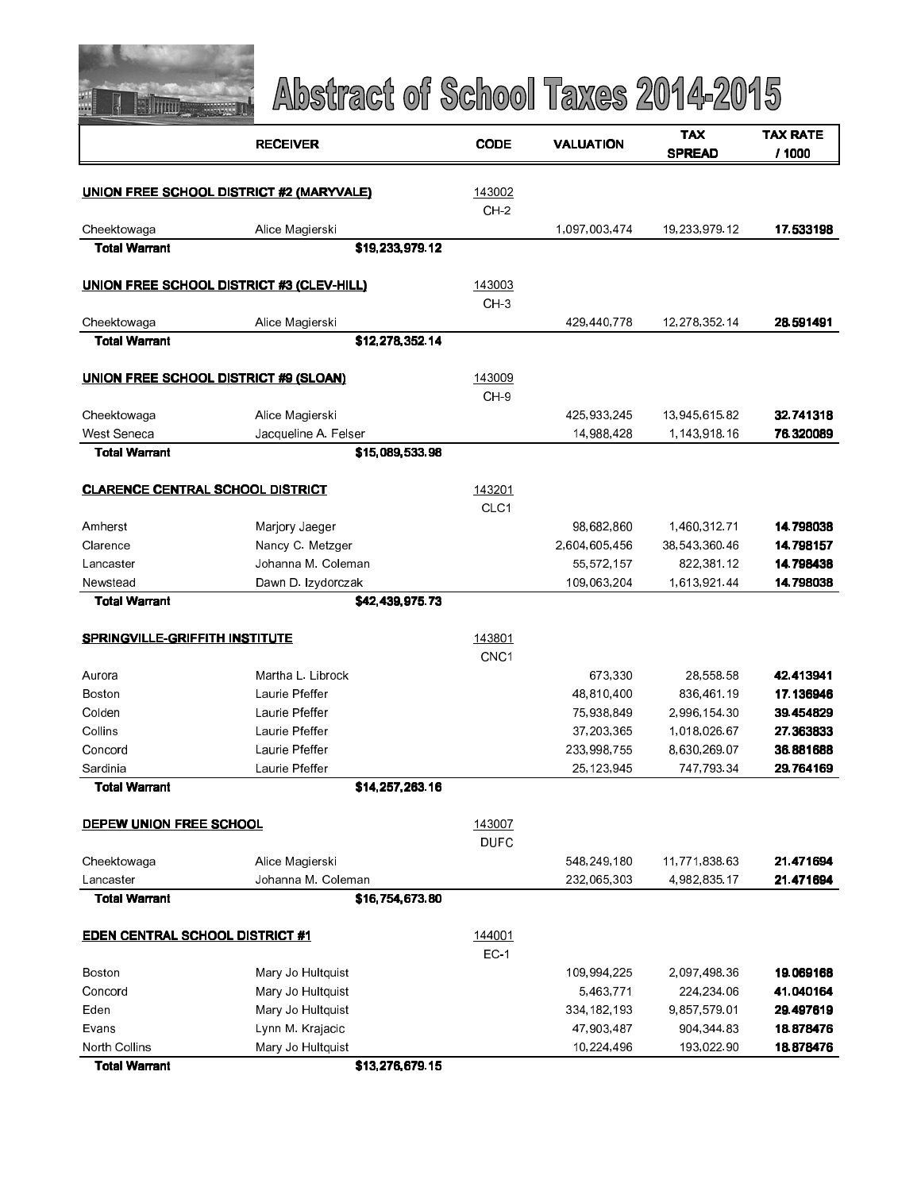# Abstract of School Taxes 2014-2015

| | RECEIVER | CODE | VALUATION | TAX SPREAD | TAX RATE / 1000 |
|---|---|---|---|---|---|
| **UNION FREE SCHOOL DISTRICT #2 (MARYVALE)** | | 143002 CH-2 | | | |
| Cheektowaga | Alice Magierski | | 1,097,003,474 | 19,233,979.12 | **17.533198** |
| **Total Warrant** | **$19,233,979.12** | | | | |
| **UNION FREE SCHOOL DISTRICT #3 (CLEV-HILL)** | | 143003 CH-3 | | | |
| Cheektowaga | Alice Magierski | | 429,440,778 | 12,278,352.14 | **28.591491** |
| **Total Warrant** | **$12,278,352.14** | | | | |
| **UNION FREE SCHOOL DISTRICT #9 (SLOAN)** | | 143009 CH-9 | | | |
| Cheektowaga | Alice Magierski | | 425,933,245 | 13,945,615.82 | **32.741318** |
| West Seneca | Jacqueline A. Felser | | 14,988,428 | 1,143,918.16 | **76.320089** |
| **Total Warrant** | **$15,089,533.98** | | | | |
| **CLARENCE CENTRAL SCHOOL DISTRICT** | | 143201 CLC1 | | | |
| Amherst | Marjory Jaeger | | 98,682,860 | 1,460,312.71 | **14.798038** |
| Clarence | Nancy C. Metzger | | 2,604,605,456 | 38,543,360.46 | **14.798157** |
| Lancaster | Johanna M. Coleman | | 55,572,157 | 822,381.12 | **14.798438** |
| Newstead | Dawn D. Izydorczak | | 109,063,204 | 1,613,921.44 | **14.798038** |
| **Total Warrant** | **$42,439,975.73** | | | | |
| **SPRINGVILLE-GRIFFITH INSTITUTE** | | 143801 CNC1 | | | |
| Aurora | Martha L. Librock | | 673,330 | 28,558.58 | **42.413941** |
| Boston | Laurie Pfeffer | | 48,810,400 | 836,461.19 | **17.136946** |
| Colden | Laurie Pfeffer | | 75,938,849 | 2,996,154.30 | **39.454829** |
| Collins | Laurie Pfeffer | | 37,203,365 | 1,018,026.67 | **27.363833** |
| Concord | Laurie Pfeffer | | 233,998,755 | 8,630,269.07 | **36.881688** |
| Sardinia | Laurie Pfeffer | | 25,123,945 | 747,793.34 | **29.764169** |
| **Total Warrant** | **$14,257,263.16** | | | | |
| **DEPEW UNION FREE SCHOOL** | | 143007 DUFC | | | |
| Cheektowaga | Alice Magierski | | 548,249,180 | 11,771,838.63 | **21.471694** |
| Lancaster | Johanna M. Coleman | | 232,065,303 | 4,982,835.17 | **21.471694** |
| **Total Warrant** | **$16,754,673.80** | | | | |
| **EDEN CENTRAL SCHOOL DISTRICT #1** | | 144001 EC-1 | | | |
| Boston | Mary Jo Hultquist | | 109,994,225 | 2,097,498.36 | **19.069168** |
| Concord | Mary Jo Hultquist | | 5,463,771 | 224,234.06 | **41.040164** |
| Eden | Mary Jo Hultquist | | 334,182,193 | 9,857,579.01 | **29.497619** |
| Evans | Lynn M. Krajacic | | 47,903,487 | 904,344.83 | **18.878476** |
| North Collins | Mary Jo Hultquist | | 10,224,496 | 193,022.90 | **18.878476** |
| **Total Warrant** | **$13,276,679.15** | | | | |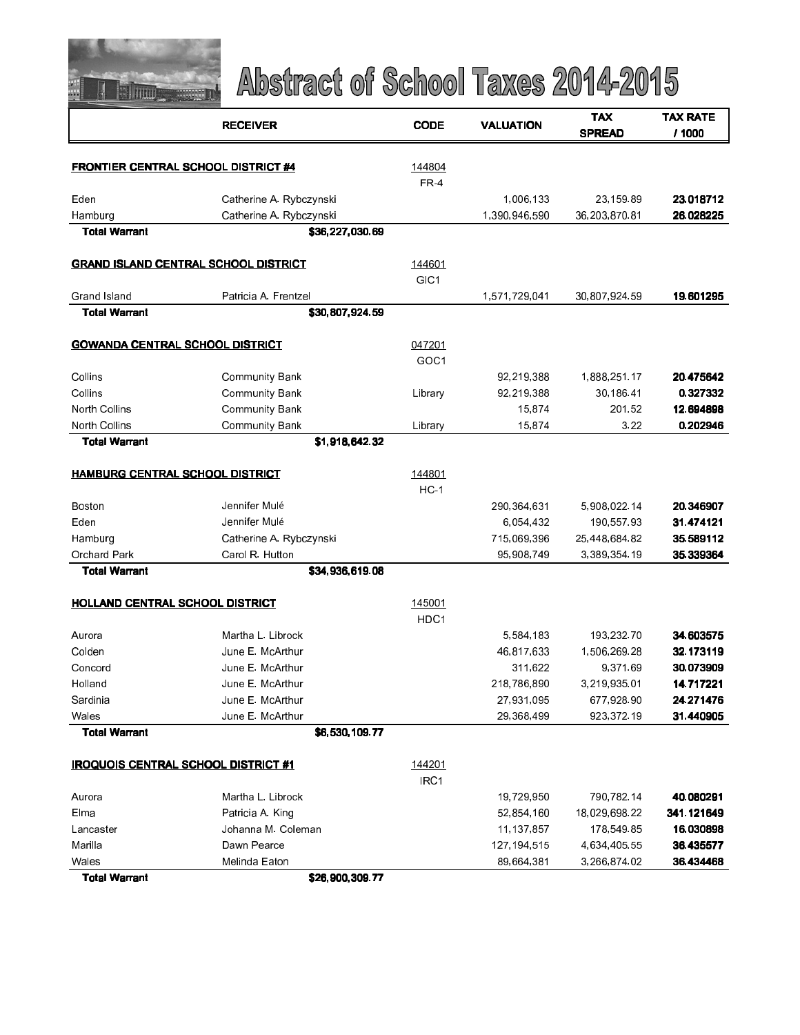# Abstract of School Taxes 2014-2015

| | RECEIVER | CODE | VALUATION | TAX SPREAD | TAX RATE / 1000 |
|---|---|---|---|---|---|
| **FRONTIER CENTRAL SCHOOL DISTRICT #4** | | 144804 FR-4 | | | |
| Eden | Catherine A. Rybczynski | | 1,006,133 | 23,159.89 | **23.018712** |
| Hamburg | Catherine A. Rybczynski | | 1,390,946,590 | 36,203,870.81 | **26.028225** |
| **Total Warrant** | **$36,227,030.69** | | | | |
| **GRAND ISLAND CENTRAL SCHOOL DISTRICT** | | 144601 GIC1 | | | |
| Grand Island | Patricia A. Frentzel | | 1,571,729,041 | 30,807,924.59 | **19.601295** |
| **Total Warrant** | **$30,807,924.59** | | | | |
| **GOWANDA CENTRAL SCHOOL DISTRICT** | | 047201 GOC1 | | | |
| Collins | Community Bank | | 92,219,388 | 1,888,251.17 | **20.475642** |
| Collins | Community Bank | Library | 92,219,388 | 30,186.41 | **0.327332** |
| North Collins | Community Bank | | 15,874 | 201.52 | **12.694898** |
| North Collins | Community Bank | Library | 15,874 | 3.22 | **0.202946** |
| **Total Warrant** | **$1,918,642.32** | | | | |
| **HAMBURG CENTRAL SCHOOL DISTRICT** | | 144801 HC-1 | | | |
| Boston | Jennifer Mulé | | 290,364,631 | 5,908,022.14 | **20.346907** |
| Eden | Jennifer Mulé | | 6,054,432 | 190,557.93 | **31.474121** |
| Hamburg | Catherine A. Rybczynski | | 715,069,396 | 25,448,684.82 | **35.589112** |
| Orchard Park | Carol R. Hutton | | 95,908,749 | 3,389,354.19 | **35.339364** |
| **Total Warrant** | **$34,936,619.08** | | | | |
| **HOLLAND CENTRAL SCHOOL DISTRICT** | | 145001 HDC1 | | | |
| Aurora | Martha L. Librock | | 5,584,183 | 193,232.70 | **34.603575** |
| Colden | June E. McArthur | | 46,817,633 | 1,506,269.28 | **32.173119** |
| Concord | June E. McArthur | | 311,622 | 9,371.69 | **30.073909** |
| Holland | June E. McArthur | | 218,786,890 | 3,219,935.01 | **14.717221** |
| Sardinia | June E. McArthur | | 27,931,095 | 677,928.90 | **24.271476** |
| Wales | June E. McArthur | | 29,368,499 | 923,372.19 | **31.440905** |
| **Total Warrant** | **$6,530,109.77** | | | | |
| **IROQUOIS CENTRAL SCHOOL DISTRICT #1** | | 144201 IRC1 | | | |
| Aurora | Martha L. Librock | | 19,729,950 | 790,782.14 | **40.080291** |
| Elma | Patricia A. King | | 52,854,160 | 18,029,698.22 | **341.121649** |
| Lancaster | Johanna M. Coleman | | 11,137,857 | 178,549.85 | **16.030898** |
| Marilla | Dawn Pearce | | 127,194,515 | 4,634,405.55 | **36.435577** |
| Wales | Melinda Eaton | | 89,664,381 | 3,266,874.02 | **36.434468** |
| **Total Warrant** | **$26,900,309.77** | | | | |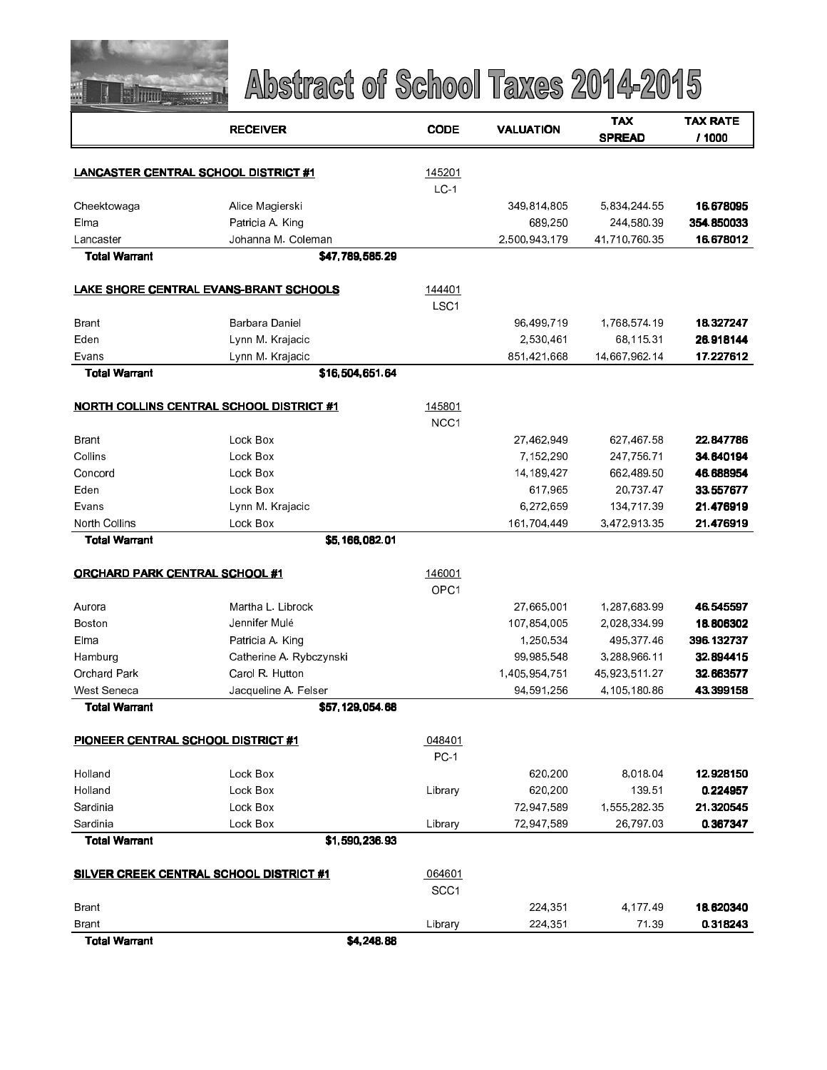# Abstract of School Taxes 2014-2015

| | RECEIVER | CODE | VALUATION | TAX SPREAD | TAX RATE / 1000 |
|---|---|---|---|---|---|
| **LANCASTER CENTRAL SCHOOL DISTRICT #1** | | 145201 LC-1 | | | |
| Cheektowaga | Alice Magierski | | 349,814,805 | 5,834,244.55 | **16.678095** |
| Elma | Patricia A. King | | 689,250 | 244,580.39 | **354.850033** |
| Lancaster | Johanna M. Coleman | | 2,500,943,179 | 41,710,760.35 | **16.678012** |
| **Total Warrant** | **$47,789,585.29** | | | | |
| **LAKE SHORE CENTRAL EVANS-BRANT SCHOOLS** | | 144401 LSC1 | | | |
| Brant | Barbara Daniel | | 96,499,719 | 1,768,574.19 | **18.327247** |
| Eden | Lynn M. Krajacic | | 2,530,461 | 68,115.31 | **26.918144** |
| Evans | Lynn M. Krajacic | | 851,421,668 | 14,667,962.14 | **17.227612** |
| **Total Warrant** | **$16,504,651.64** | | | | |
| **NORTH COLLINS CENTRAL SCHOOL DISTRICT #1** | | 145801 NCC1 | | | |
| Brant | Lock Box | | 27,462,949 | 627,467.58 | **22.847786** |
| Collins | Lock Box | | 7,152,290 | 247,756.71 | **34.640194** |
| Concord | Lock Box | | 14,189,427 | 662,489.50 | **46.688954** |
| Eden | Lock Box | | 617,965 | 20,737.47 | **33.557677** |
| Evans | Lynn M. Krajacic | | 6,272,659 | 134,717.39 | **21.476919** |
| North Collins | Lock Box | | 161,704,449 | 3,472,913.35 | **21.476919** |
| **Total Warrant** | **$5,166,082.01** | | | | |
| **ORCHARD PARK CENTRAL SCHOOL #1** | | 146001 OPC1 | | | |
| Aurora | Martha L. Librock | | 27,665,001 | 1,287,683.99 | **46.545597** |
| Boston | Jennifer Mulé | | 107,854,005 | 2,028,334.99 | **18.806302** |
| Elma | Patricia A. King | | 1,250,534 | 495,377.46 | **396.132737** |
| Hamburg | Catherine A. Rybczynski | | 99,985,548 | 3,288,966.11 | **32.894415** |
| Orchard Park | Carol R. Hutton | | 1,405,954,751 | 45,923,511.27 | **32.663577** |
| West Seneca | Jacqueline A. Felser | | 94,591,256 | 4,105,180.86 | **43.399158** |
| **Total Warrant** | **$57,129,054.68** | | | | |
| **PIONEER CENTRAL SCHOOL DISTRICT #1** | | 048401 PC-1 | | | |
| Holland | Lock Box | | 620,200 | 8,018.04 | **12.928150** |
| Holland | Lock Box | Library | 620,200 | 139.51 | **0.224957** |
| Sardinia | Lock Box | | 72,947,589 | 1,555,282.35 | **21.320545** |
| Sardinia | Lock Box | Library | 72,947,589 | 26,797.03 | **0.367347** |
| **Total Warrant** | **$1,590,236.93** | | | | |
| **SILVER CREEK CENTRAL SCHOOL DISTRICT #1** | | 064601 SCC1 | | | |
| Brant | | | 224,351 | 4,177.49 | **18.620340** |
| Brant | | Library | 224,351 | 71.39 | **0.318243** |
| **Total Warrant** | **$4,248.88** | | | | |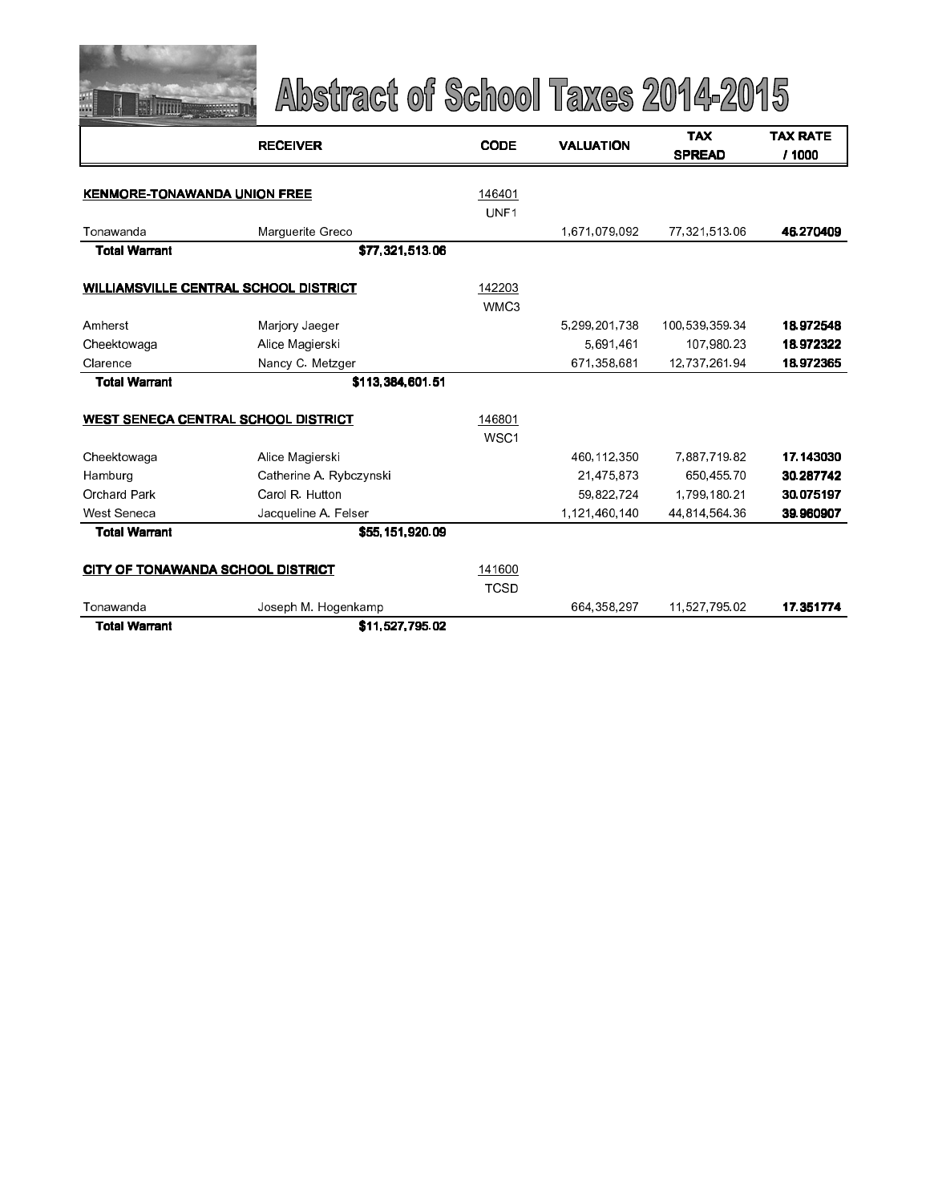# Abstract of School Taxes 2014-2015

| | RECEIVER | CODE | VALUATION | TAX SPREAD | TAX RATE / 1000 |
|---|---|---|---|---|---|
| **KENMORE-TONAWANDA UNION FREE** | | 146401 | | | |
| | | UNF1 | | | |
| Tonawanda | Marguerite Greco | | 1,671,079,092 | 77,321,513.06 | **46.270409** |
| **Total Warrant** | **$77,321,513.06** | | | | |
| **WILLIAMSVILLE CENTRAL SCHOOL DISTRICT** | | 142203 | | | |
| | | WMC3 | | | |
| Amherst | Marjory Jaeger | | 5,299,201,738 | 100,539,359.34 | **18.972548** |
| Cheektowaga | Alice Magierski | | 5,691,461 | 107,980.23 | **18.972322** |
| Clarence | Nancy C. Metzger | | 671,358,681 | 12,737,261.94 | **18.972365** |
| **Total Warrant** | **$113,384,601.51** | | | | |
| **WEST SENECA CENTRAL SCHOOL DISTRICT** | | 146801 | | | |
| | | WSC1 | | | |
| Cheektowaga | Alice Magierski | | 460,112,350 | 7,887,719.82 | **17.143030** |
| Hamburg | Catherine A. Rybczynski | | 21,475,873 | 650,455.70 | **30.287742** |
| Orchard Park | Carol R. Hutton | | 59,822,724 | 1,799,180.21 | **30.075197** |
| West Seneca | Jacqueline A. Felser | | 1,121,460,140 | 44,814,564.36 | **39.960907** |
| **Total Warrant** | **$55,151,920.09** | | | | |
| **CITY OF TONAWANDA SCHOOL DISTRICT** | | 141600 | | | |
| | | TCSD | | | |
| Tonawanda | Joseph M. Hogenkamp | | 664,358,297 | 11,527,795.02 | **17.351774** |
| **Total Warrant** | **$11,527,795.02** | | | | |